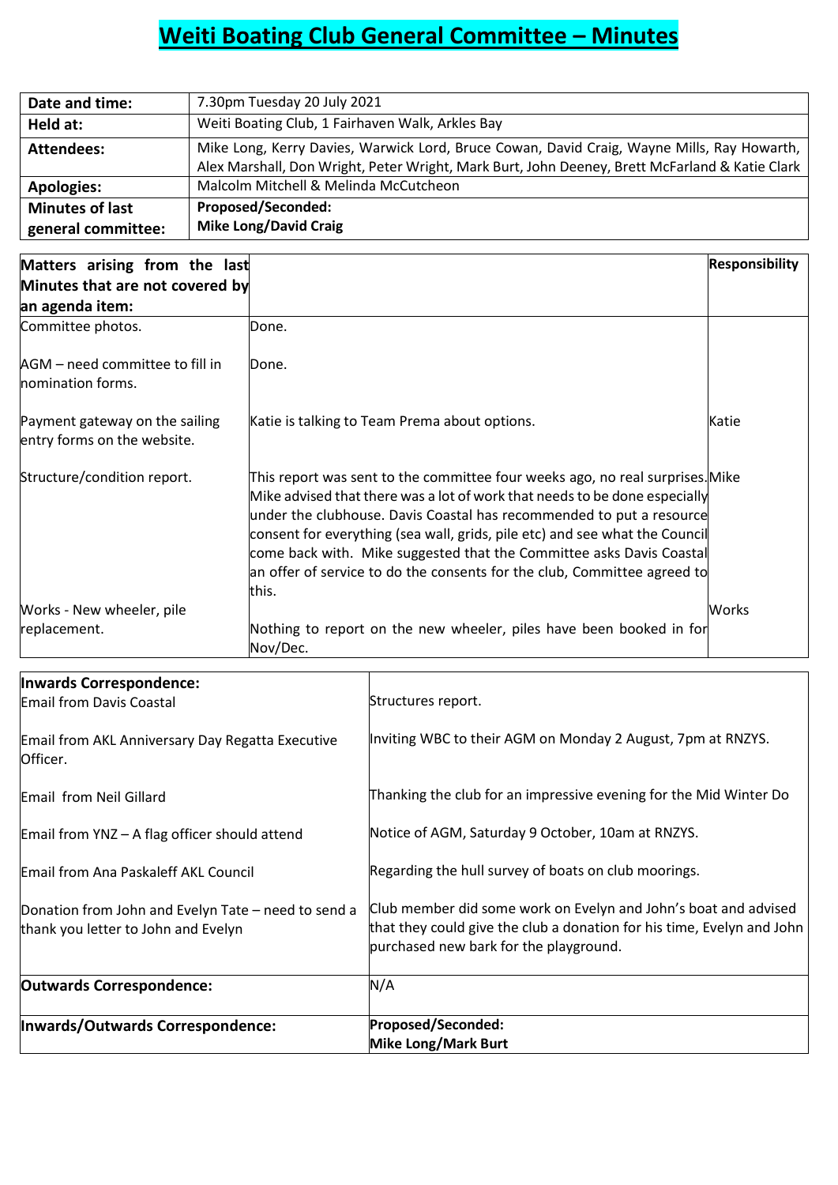# Weiti Boating Club General Committee – Minutes

| | |
|---|---|
| **Date and time:** | 7.30pm Tuesday 20 July 2021 |
| **Held at:** | Weiti Boating Club, 1 Fairhaven Walk, Arkles Bay |
| **Attendees:** | Mike Long, Kerry Davies, Warwick Lord, Bruce Cowan, David Craig, Wayne Mills, Ray Howarth, Alex Marshall, Don Wright, Peter Wright, Mark Burt, John Deeney, Brett McFarland & Katie Clark |
| **Apologies:** | Malcolm Mitchell & Melinda McCutcheon |
| **Minutes of last general committee:** | **Proposed/Seconded: Mike Long/David Craig** |

| **Matters arising from the last Minutes that are not covered by an agenda item:** | | **Responsibility** |
|---|---|---|
| Committee photos. | Done. | |
| AGM – need committee to fill in nomination forms. | Done. | |
| Payment gateway on the sailing entry forms on the website. | Katie is talking to Team Prema about options. | Katie |
| Structure/condition report. | This report was sent to the committee four weeks ago, no real surprises. Mike advised that there was a lot of work that needs to be done especially under the clubhouse. Davis Coastal has recommended to put a resource consent for everything (sea wall, grids, pile etc) and see what the Council come back with. Mike suggested that the Committee asks Davis Coastal an offer of service to do the consents for the club, Committee agreed to this. | Mike |
| Works - New wheeler, pile replacement. | Nothing to report on the new wheeler, piles have been booked in for Nov/Dec. | Works |

| **Inwards Correspondence:** | |
|---|---|
| Email from Davis Coastal | Structures report. |
| Email from AKL Anniversary Day Regatta Executive Officer. | Inviting WBC to their AGM on Monday 2 August, 7pm at RNZYS. |
| Email from Neil Gillard | Thanking the club for an impressive evening for the Mid Winter Do |
| Email from YNZ – A flag officer should attend | Notice of AGM, Saturday 9 October, 10am at RNZYS. |
| Email from Ana Paskaleff AKL Council | Regarding the hull survey of boats on club moorings. |
| Donation from John and Evelyn Tate – need to send a thank you letter to John and Evelyn | Club member did some work on Evelyn and John's boat and advised that they could give the club a donation for his time, Evelyn and John purchased new bark for the playground. |
| **Outwards Correspondence:** | N/A |
| **Inwards/Outwards Correspondence:** | **Proposed/Seconded: Mike Long/Mark Burt** |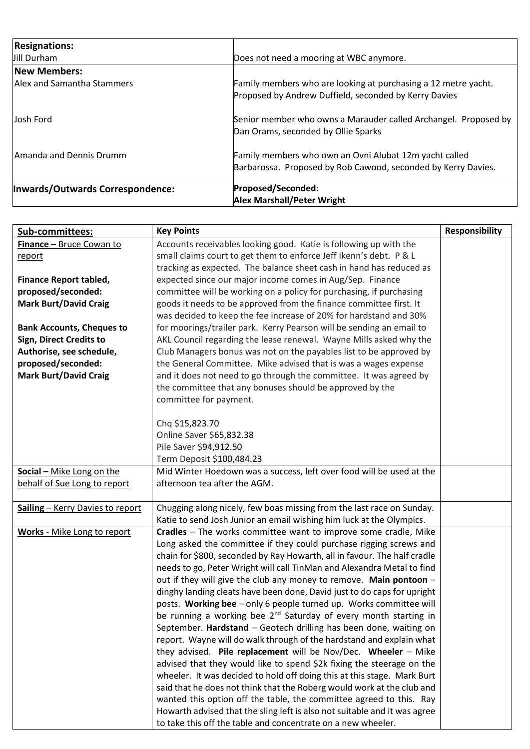| **Resignations:** | |
|---|---|
| Jill Durham | Does not need a mooring at WBC anymore. |
| **New Members:** | |
| Alex and Samantha Stammers | Family members who are looking at purchasing a 12 metre yacht. Proposed by Andrew Duffield, seconded by Kerry Davies |
| Josh Ford | Senior member who owns a Marauder called Archangel. Proposed by Dan Orams, seconded by Ollie Sparks |
| Amanda and Dennis Drumm | Family members who own an Ovni Alubat 12m yacht called Barbarossa. Proposed by Rob Cawood, seconded by Kerry Davies. |
| **Inwards/Outwards Correspondence:** | **Proposed/Seconded:**<br>**Alex Marshall/Peter Wright** |

| **Sub-committees:** | **Key Points** | **Responsibility** |
|---|---|---|
| **Finance** – Bruce Cowan to report<br><br>**Finance Report tabled, proposed/seconded: Mark Burt/David Craig**<br><br>**Bank Accounts, Cheques to Sign, Direct Credits to Authorise, see schedule, proposed/seconded: Mark Burt/David Craig** | Accounts receivables looking good. Katie is following up with the small claims court to get them to enforce Jeff Ikenn's debt. P & L tracking as expected. The balance sheet cash in hand has reduced as expected since our major income comes in Aug/Sep. Finance committee will be working on a policy for purchasing, if purchasing goods it needs to be approved from the finance committee first. It was decided to keep the fee increase of 20% for hardstand and 30% for moorings/trailer park. Kerry Pearson will be sending an email to AKL Council regarding the lease renewal. Wayne Mills asked why the Club Managers bonus was not on the payables list to be approved by the General Committee. Mike advised that is was a wages expense and it does not need to go through the committee. It was agreed by the committee that any bonuses should be approved by the committee for payment.<br><br>Chq $15,823.70<br>Online Saver $65,832.38<br>Pile Saver $94,912.50<br>Term Deposit $100,484.23 | |
| **Social –** Mike Long on the behalf of Sue Long to report | Mid Winter Hoedown was a success, left over food will be used at the afternoon tea after the AGM. | |
| **Sailing** – Kerry Davies to report | Chugging along nicely, few boas missing from the last race on Sunday. Katie to send Josh Junior an email wishing him luck at the Olympics. | |
| **Works** - Mike Long to report | **Cradles** – The works committee want to improve some cradle, Mike Long asked the committee if they could purchase rigging screws and chain for $800, seconded by Ray Howarth, all in favour. The half cradle needs to go, Peter Wright will call TinMan and Alexandra Metal to find out if they will give the club any money to remove. **Main pontoon** – dinghy landing cleats have been done, David just to do caps for upright posts. **Working bee** – only 6 people turned up. Works committee will be running a working bee 2nd Saturday of every month starting in September. **Hardstand** – Geotech drilling has been done, waiting on report. Wayne will do walk through of the hardstand and explain what they advised. **Pile replacement** will be Nov/Dec. **Wheeler** – Mike advised that they would like to spend $2k fixing the steerage on the wheeler. It was decided to hold off doing this at this stage. Mark Burt said that he does not think that the Roberg would work at the club and wanted this option off the table, the committee agreed to this. Ray Howarth advised that the sling left is also not suitable and it was agree to take this off the table and concentrate on a new wheeler. | |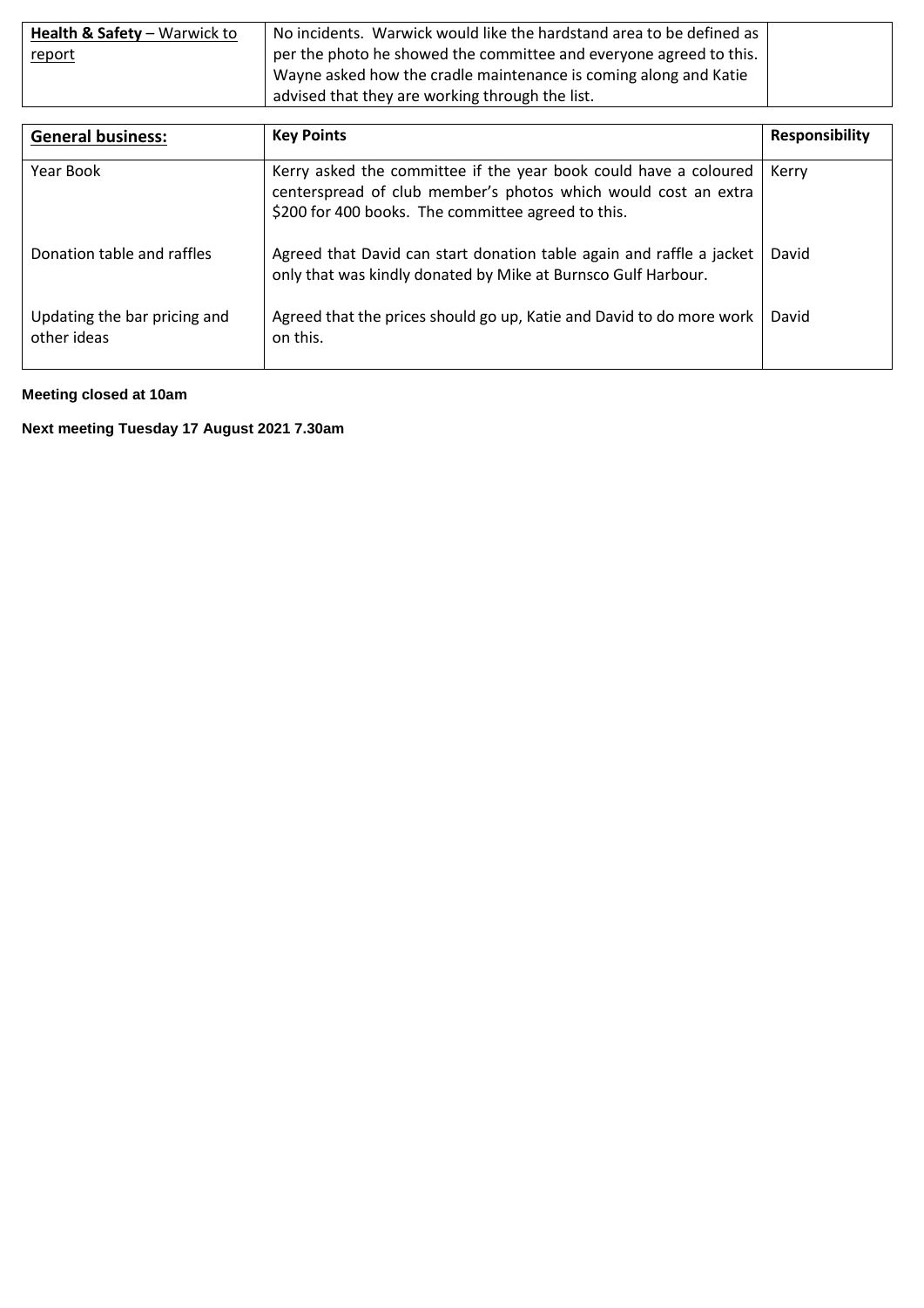| | | |
|---|---|---|
| **Health & Safety** – Warwick to report | No incidents. Warwick would like the hardstand area to be defined as per the photo he showed the committee and everyone agreed to this. Wayne asked how the cradle maintenance is coming along and Katie advised that they are working through the list. | |

| **General business:** | **Key Points** | **Responsibility** |
|---|---|---|
| Year Book | Kerry asked the committee if the year book could have a coloured centerspread of club member's photos which would cost an extra $200 for 400 books. The committee agreed to this. | Kerry |
| Donation table and raffles | Agreed that David can start donation table again and raffle a jacket only that was kindly donated by Mike at Burnsco Gulf Harbour. | David |
| Updating the bar pricing and other ideas | Agreed that the prices should go up, Katie and David to do more work on this. | David |

**Meeting closed at 10am**

**Next meeting Tuesday 17 August 2021 7.30am**